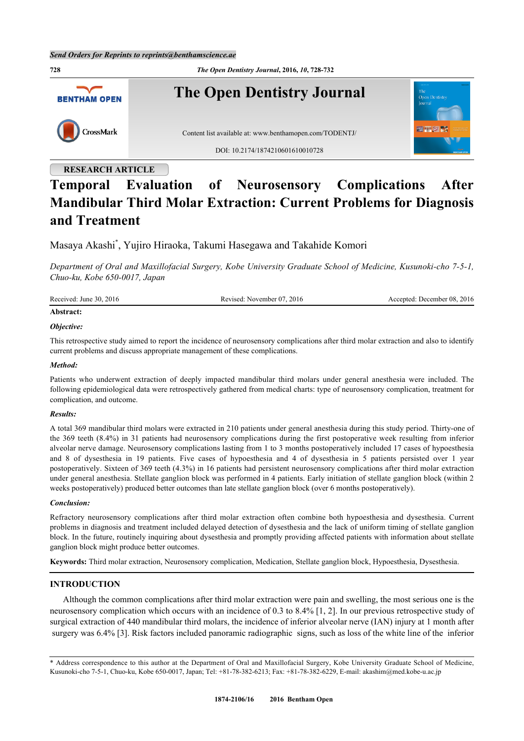RESEARCH ARTICLE

# Temporal Evaluation of Neurosensory Complications After Mandibular Third Molar Extraction: Current Problems for Diagnosis and Treatment

Masaya Akashi*, Yujiro Hiraoka, Takumi Hasegawa and Takahide Komori

*Department of Oral and Maxillofacial Surgery, Kobe University Graduate School of Medicine, Kusunoki-cho 7-5-1, Chuo-ku, Kobe 650-0017, Japan*

Received: June 30, 2016 Revised: November 07, 2016 Accepted: December 08, 2016

**Abstract:**

***Objective:***

This retrospective study aimed to report the incidence of neurosensory complications after third molar extraction and also to identify current problems and discuss appropriate management of these complications.

***Method:***

Patients who underwent extraction of deeply impacted mandibular third molars under general anesthesia were included. The following epidemiological data were retrospectively gathered from medical charts: type of neurosensory complication, treatment for complication, and outcome.

***Results:***

A total 369 mandibular third molars were extracted in 210 patients under general anesthesia during this study period. Thirty-one of the 369 teeth (8.4%) in 31 patients had neurosensory complications during the first postoperative week resulting from inferior alveolar nerve damage. Neurosensory complications lasting from 1 to 3 months postoperatively included 17 cases of hypoesthesia and 8 of dysesthesia in 19 patients. Five cases of hypoesthesia and 4 of dysesthesia in 5 patients persisted over 1 year postoperatively. Sixteen of 369 teeth (4.3%) in 16 patients had persistent neurosensory complications after third molar extraction under general anesthesia. Stellate ganglion block was performed in 4 patients. Early initiation of stellate ganglion block (within 2 weeks postoperatively) produced better outcomes than late stellate ganglion block (over 6 months postoperatively).

***Conclusion:***

Refractory neurosensory complications after third molar extraction often combine both hypoesthesia and dysesthesia. Current problems in diagnosis and treatment included delayed detection of dysesthesia and the lack of uniform timing of stellate ganglion block. In the future, routinely inquiring about dysesthesia and promptly providing affected patients with information about stellate ganglion block might produce better outcomes.

**Keywords:** Third molar extraction, Neurosensory complication, Medication, Stellate ganglion block, Hypoesthesia, Dysesthesia.

## INTRODUCTION

Although the common complications after third molar extraction were pain and swelling, the most serious one is the neurosensory complication which occurs with an incidence of 0.3 to 8.4% [1, 2]. In our previous retrospective study of surgical extraction of 440 mandibular third molars, the incidence of inferior alveolar nerve (IAN) injury at 1 month after surgery was 6.4% [3]. Risk factors included panoramic radiographic signs, such as loss of the white line of the inferior

* Address correspondence to this author at the Department of Oral and Maxillofacial Surgery, Kobe University Graduate School of Medicine, Kusunoki-cho 7-5-1, Chuo-ku, Kobe 650-0017, Japan; Tel: +81-78-382-6213; Fax: +81-78-382-6229, E-mail: akashim@med.kobe-u.ac.jp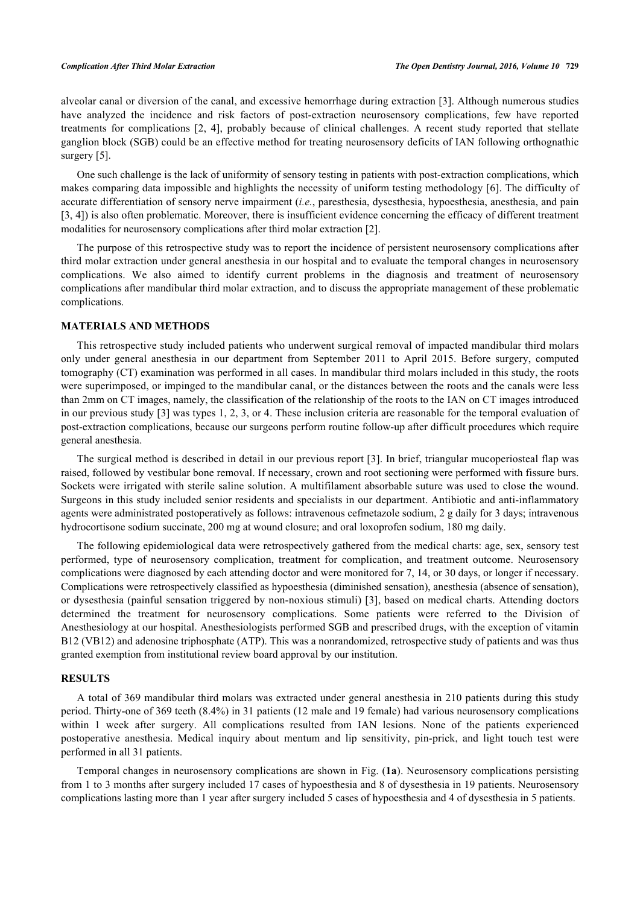alveolar canal or diversion of the canal, and excessive hemorrhage during extraction [3]. Although numerous studies have analyzed the incidence and risk factors of post-extraction neurosensory complications, few have reported treatments for complications [2, 4], probably because of clinical challenges. A recent study reported that stellate ganglion block (SGB) could be an effective method for treating neurosensory deficits of IAN following orthognathic surgery [5].

One such challenge is the lack of uniformity of sensory testing in patients with post-extraction complications, which makes comparing data impossible and highlights the necessity of uniform testing methodology [6]. The difficulty of accurate differentiation of sensory nerve impairment (*i.e.*, paresthesia, dysesthesia, hypoesthesia, anesthesia, and pain [3, 4]) is also often problematic. Moreover, there is insufficient evidence concerning the efficacy of different treatment modalities for neurosensory complications after third molar extraction [2].

The purpose of this retrospective study was to report the incidence of persistent neurosensory complications after third molar extraction under general anesthesia in our hospital and to evaluate the temporal changes in neurosensory complications. We also aimed to identify current problems in the diagnosis and treatment of neurosensory complications after mandibular third molar extraction, and to discuss the appropriate management of these problematic complications.

## MATERIALS AND METHODS

This retrospective study included patients who underwent surgical removal of impacted mandibular third molars only under general anesthesia in our department from September 2011 to April 2015. Before surgery, computed tomography (CT) examination was performed in all cases. In mandibular third molars included in this study, the roots were superimposed, or impinged to the mandibular canal, or the distances between the roots and the canals were less than 2mm on CT images, namely, the classification of the relationship of the roots to the IAN on CT images introduced in our previous study [3] was types 1, 2, 3, or 4. These inclusion criteria are reasonable for the temporal evaluation of post-extraction complications, because our surgeons perform routine follow-up after difficult procedures which require general anesthesia.

The surgical method is described in detail in our previous report [3]. In brief, triangular mucoperiosteal flap was raised, followed by vestibular bone removal. If necessary, crown and root sectioning were performed with fissure burs. Sockets were irrigated with sterile saline solution. A multifilament absorbable suture was used to close the wound. Surgeons in this study included senior residents and specialists in our department. Antibiotic and anti-inflammatory agents were administrated postoperatively as follows: intravenous cefmetazole sodium, 2 g daily for 3 days; intravenous hydrocortisone sodium succinate, 200 mg at wound closure; and oral loxoprofen sodium, 180 mg daily.

The following epidemiological data were retrospectively gathered from the medical charts: age, sex, sensory test performed, type of neurosensory complication, treatment for complication, and treatment outcome. Neurosensory complications were diagnosed by each attending doctor and were monitored for 7, 14, or 30 days, or longer if necessary. Complications were retrospectively classified as hypoesthesia (diminished sensation), anesthesia (absence of sensation), or dysesthesia (painful sensation triggered by non-noxious stimuli) [3], based on medical charts. Attending doctors determined the treatment for neurosensory complications. Some patients were referred to the Division of Anesthesiology at our hospital. Anesthesiologists performed SGB and prescribed drugs, with the exception of vitamin B12 (VB12) and adenosine triphosphate (ATP). This was a nonrandomized, retrospective study of patients and was thus granted exemption from institutional review board approval by our institution.

## RESULTS

A total of 369 mandibular third molars was extracted under general anesthesia in 210 patients during this study period. Thirty-one of 369 teeth (8.4%) in 31 patients (12 male and 19 female) had various neurosensory complications within 1 week after surgery. All complications resulted from IAN lesions. None of the patients experienced postoperative anesthesia. Medical inquiry about mentum and lip sensitivity, pin-prick, and light touch test were performed in all 31 patients.

Temporal changes in neurosensory complications are shown in Fig. (**1a**). Neurosensory complications persisting from 1 to 3 months after surgery included 17 cases of hypoesthesia and 8 of dysesthesia in 19 patients. Neurosensory complications lasting more than 1 year after surgery included 5 cases of hypoesthesia and 4 of dysesthesia in 5 patients.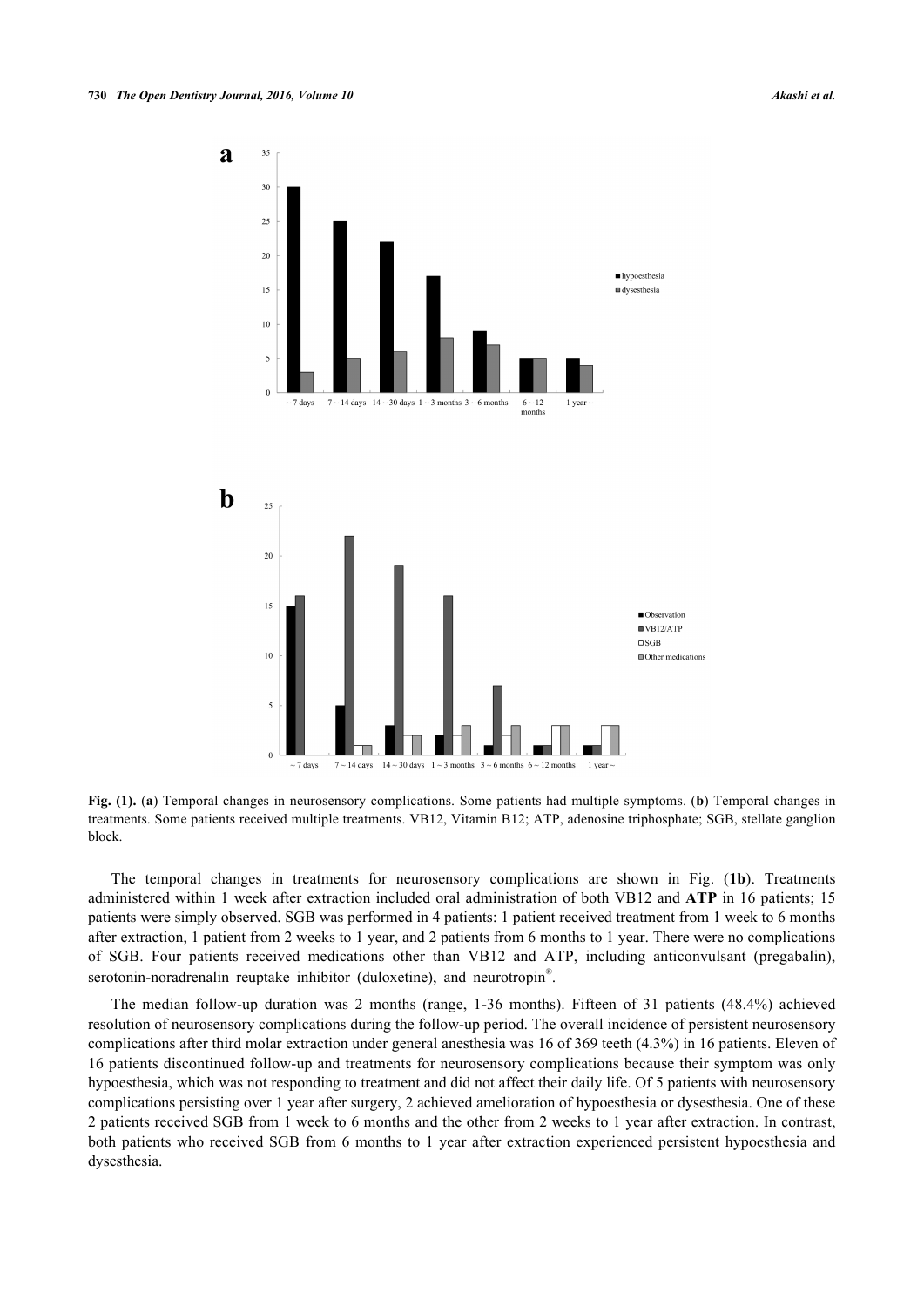**Fig. (1).** (**a**) Temporal changes in neurosensory complications. Some patients had multiple symptoms. (**b**) Temporal changes in treatments. Some patients received multiple treatments. VB12, Vitamin B12; ATP, adenosine triphosphate; SGB, stellate ganglion block.

The temporal changes in treatments for neurosensory complications are shown in Fig. (**1b**). Treatments administered within 1 week after extraction included oral administration of both VB12 and **ATP** in 16 patients; 15 patients were simply observed. SGB was performed in 4 patients: 1 patient received treatment from 1 week to 6 months after extraction, 1 patient from 2 weeks to 1 year, and 2 patients from 6 months to 1 year. There were no complications of SGB. Four patients received medications other than VB12 and ATP, including anticonvulsant (pregabalin), serotonin-noradrenalin reuptake inhibitor (duloxetine), and neurotropin®.

The median follow-up duration was 2 months (range, 1-36 months). Fifteen of 31 patients (48.4%) achieved resolution of neurosensory complications during the follow-up period. The overall incidence of persistent neurosensory complications after third molar extraction under general anesthesia was 16 of 369 teeth (4.3%) in 16 patients. Eleven of 16 patients discontinued follow-up and treatments for neurosensory complications because their symptom was only hypoesthesia, which was not responding to treatment and did not affect their daily life. Of 5 patients with neurosensory complications persisting over 1 year after surgery, 2 achieved amelioration of hypoesthesia or dysesthesia. One of these 2 patients received SGB from 1 week to 6 months and the other from 2 weeks to 1 year after extraction. In contrast, both patients who received SGB from 6 months to 1 year after extraction experienced persistent hypoesthesia and dysesthesia.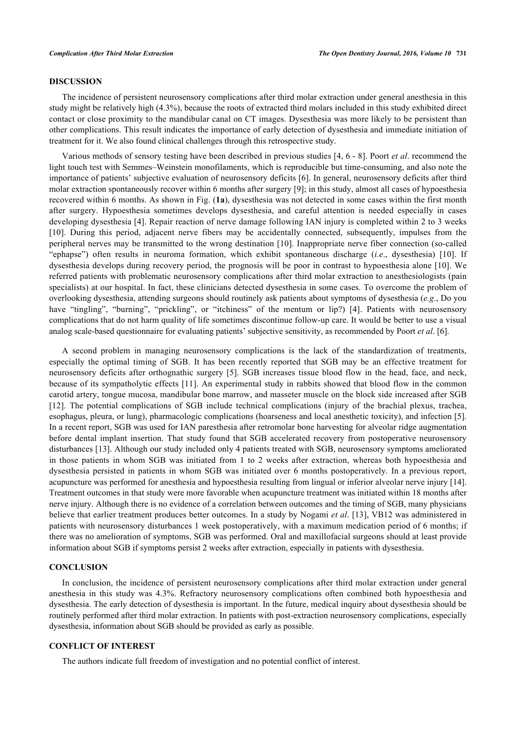## DISCUSSION

The incidence of persistent neurosensory complications after third molar extraction under general anesthesia in this study might be relatively high (4.3%), because the roots of extracted third molars included in this study exhibited direct contact or close proximity to the mandibular canal on CT images. Dysesthesia was more likely to be persistent than other complications. This result indicates the importance of early detection of dysesthesia and immediate initiation of treatment for it. We also found clinical challenges through this retrospective study.

Various methods of sensory testing have been described in previous studies [4, 6 - 8]. Poort *et al*. recommend the light touch test with Semmes–Weinstein monofilaments, which is reproducible but time-consuming, and also note the importance of patients' subjective evaluation of neurosensory deficits [6]. In general, neurosensory deficits after third molar extraction spontaneously recover within 6 months after surgery [9]; in this study, almost all cases of hypoesthesia recovered within 6 months. As shown in Fig. (**1a**), dysesthesia was not detected in some cases within the first month after surgery. Hypoesthesia sometimes develops dysesthesia, and careful attention is needed especially in cases developing dysesthesia [4]. Repair reaction of nerve damage following IAN injury is completed within 2 to 3 weeks [10]. During this period, adjacent nerve fibers may be accidentally connected, subsequently, impulses from the peripheral nerves may be transmitted to the wrong destination [10]. Inappropriate nerve fiber connection (so-called "ephapse") often results in neuroma formation, which exhibit spontaneous discharge (*i.e*., dysesthesia) [10]. If dysesthesia develops during recovery period, the prognosis will be poor in contrast to hypoesthesia alone [10]. We referred patients with problematic neurosensory complications after third molar extraction to anesthesiologists (pain specialists) at our hospital. In fact, these clinicians detected dysesthesia in some cases. To overcome the problem of overlooking dysesthesia, attending surgeons should routinely ask patients about symptoms of dysesthesia (*e.g*., Do you have "tingling", "burning", "prickling", or "itchiness" of the mentum or lip?) [4]. Patients with neurosensory complications that do not harm quality of life sometimes discontinue follow-up care. It would be better to use a visual analog scale-based questionnaire for evaluating patients' subjective sensitivity, as recommended by Poort *et al*. [6].

A second problem in managing neurosensory complications is the lack of the standardization of treatments, especially the optimal timing of SGB. It has been recently reported that SGB may be an effective treatment for neurosensory deficits after orthognathic surgery [5]. SGB increases tissue blood flow in the head, face, and neck, because of its sympatholytic effects [11]. An experimental study in rabbits showed that blood flow in the common carotid artery, tongue mucosa, mandibular bone marrow, and masseter muscle on the block side increased after SGB [12]. The potential complications of SGB include technical complications (injury of the brachial plexus, trachea, esophagus, pleura, or lung), pharmacologic complications (hoarseness and local anesthetic toxicity), and infection [5]. In a recent report, SGB was used for IAN paresthesia after retromolar bone harvesting for alveolar ridge augmentation before dental implant insertion. That study found that SGB accelerated recovery from postoperative neurosensory disturbances [13]. Although our study included only 4 patients treated with SGB, neurosensory symptoms ameliorated in those patients in whom SGB was initiated from 1 to 2 weeks after extraction, whereas both hypoesthesia and dysesthesia persisted in patients in whom SGB was initiated over 6 months postoperatively. In a previous report, acupuncture was performed for anesthesia and hypoesthesia resulting from lingual or inferior alveolar nerve injury [14]. Treatment outcomes in that study were more favorable when acupuncture treatment was initiated within 18 months after nerve injury. Although there is no evidence of a correlation between outcomes and the timing of SGB, many physicians believe that earlier treatment produces better outcomes. In a study by Nogami *et al*. [13], VB12 was administered in patients with neurosensory disturbances 1 week postoperatively, with a maximum medication period of 6 months; if there was no amelioration of symptoms, SGB was performed. Oral and maxillofacial surgeons should at least provide information about SGB if symptoms persist 2 weeks after extraction, especially in patients with dysesthesia.

## CONCLUSION

In conclusion, the incidence of persistent neurosensory complications after third molar extraction under general anesthesia in this study was 4.3%. Refractory neurosensory complications often combined both hypoesthesia and dysesthesia. The early detection of dysesthesia is important. In the future, medical inquiry about dysesthesia should be routinely performed after third molar extraction. In patients with post-extraction neurosensory complications, especially dysesthesia, information about SGB should be provided as early as possible.

## CONFLICT OF INTEREST

The authors indicate full freedom of investigation and no potential conflict of interest.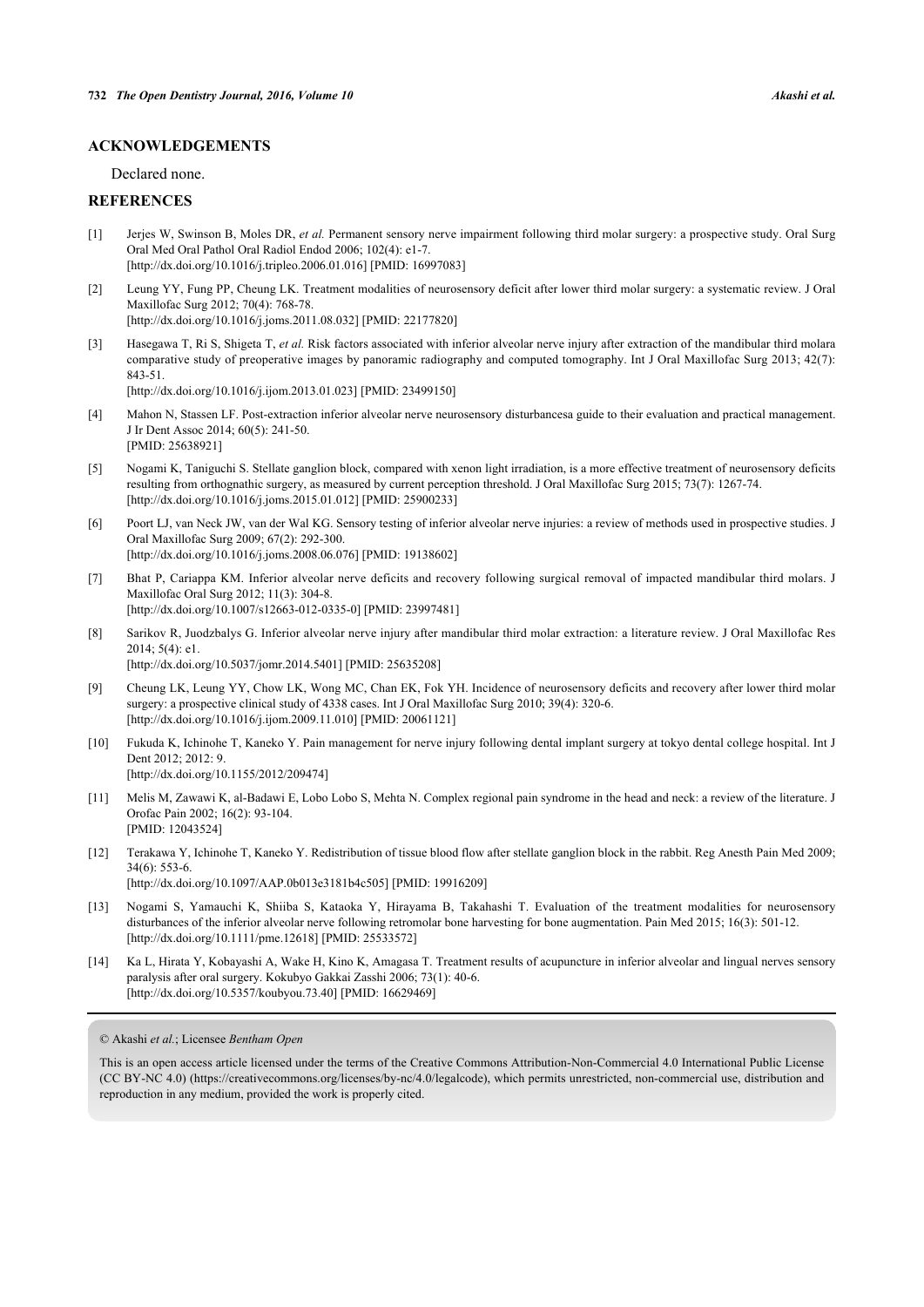## ACKNOWLEDGEMENTS

Declared none.

## REFERENCES

[1] Jerjes W, Swinson B, Moles DR, *et al.* Permanent sensory nerve impairment following third molar surgery: a prospective study. Oral Surg Oral Med Oral Pathol Oral Radiol Endod 2006; 102(4): e1-7.
[http://dx.doi.org/10.1016/j.tripleo.2006.01.016] [PMID: 16997083]

[2] Leung YY, Fung PP, Cheung LK. Treatment modalities of neurosensory deficit after lower third molar surgery: a systematic review. J Oral Maxillofac Surg 2012; 70(4): 768-78.
[http://dx.doi.org/10.1016/j.joms.2011.08.032] [PMID: 22177820]

[3] Hasegawa T, Ri S, Shigeta T, *et al.* Risk factors associated with inferior alveolar nerve injury after extraction of the mandibular third molara comparative study of preoperative images by panoramic radiography and computed tomography. Int J Oral Maxillofac Surg 2013; 42(7): 843-51.
[http://dx.doi.org/10.1016/j.ijom.2013.01.023] [PMID: 23499150]

[4] Mahon N, Stassen LF. Post-extraction inferior alveolar nerve neurosensory disturbancesa guide to their evaluation and practical management. J Ir Dent Assoc 2014; 60(5): 241-50.
[PMID: 25638921]

[5] Nogami K, Taniguchi S. Stellate ganglion block, compared with xenon light irradiation, is a more effective treatment of neurosensory deficits resulting from orthognathic surgery, as measured by current perception threshold. J Oral Maxillofac Surg 2015; 73(7): 1267-74.
[http://dx.doi.org/10.1016/j.joms.2015.01.012] [PMID: 25900233]

[6] Poort LJ, van Neck JW, van der Wal KG. Sensory testing of inferior alveolar nerve injuries: a review of methods used in prospective studies. J Oral Maxillofac Surg 2009; 67(2): 292-300.
[http://dx.doi.org/10.1016/j.joms.2008.06.076] [PMID: 19138602]

[7] Bhat P, Cariappa KM. Inferior alveolar nerve deficits and recovery following surgical removal of impacted mandibular third molars. J Maxillofac Oral Surg 2012; 11(3): 304-8.
[http://dx.doi.org/10.1007/s12663-012-0335-0] [PMID: 23997481]

[8] Sarikov R, Juodzbalys G. Inferior alveolar nerve injury after mandibular third molar extraction: a literature review. J Oral Maxillofac Res 2014; 5(4): e1.
[http://dx.doi.org/10.5037/jomr.2014.5401] [PMID: 25635208]

[9] Cheung LK, Leung YY, Chow LK, Wong MC, Chan EK, Fok YH. Incidence of neurosensory deficits and recovery after lower third molar surgery: a prospective clinical study of 4338 cases. Int J Oral Maxillofac Surg 2010; 39(4): 320-6.
[http://dx.doi.org/10.1016/j.ijom.2009.11.010] [PMID: 20061121]

[10] Fukuda K, Ichinohe T, Kaneko Y. Pain management for nerve injury following dental implant surgery at tokyo dental college hospital. Int J Dent 2012; 2012: 9.
[http://dx.doi.org/10.1155/2012/209474]

[11] Melis M, Zawawi K, al-Badawi E, Lobo Lobo S, Mehta N. Complex regional pain syndrome in the head and neck: a review of the literature. J Orofac Pain 2002; 16(2): 93-104.
[PMID: 12043524]

[12] Terakawa Y, Ichinohe T, Kaneko Y. Redistribution of tissue blood flow after stellate ganglion block in the rabbit. Reg Anesth Pain Med 2009; 34(6): 553-6.
[http://dx.doi.org/10.1097/AAP.0b013e3181b4c505] [PMID: 19916209]

[13] Nogami S, Yamauchi K, Shiiba S, Kataoka Y, Hirayama B, Takahashi T. Evaluation of the treatment modalities for neurosensory disturbances of the inferior alveolar nerve following retromolar bone harvesting for bone augmentation. Pain Med 2015; 16(3): 501-12.
[http://dx.doi.org/10.1111/pme.12618] [PMID: 25533572]

[14] Ka L, Hirata Y, Kobayashi A, Wake H, Kino K, Amagasa T. Treatment results of acupuncture in inferior alveolar and lingual nerves sensory paralysis after oral surgery. Kokubyo Gakkai Zasshi 2006; 73(1): 40-6.
[http://dx.doi.org/10.5357/koubyou.73.40] [PMID: 16629469]

© Akashi *et al.*; Licensee *Bentham Open*

This is an open access article licensed under the terms of the Creative Commons Attribution-Non-Commercial 4.0 International Public License (CC BY-NC 4.0) (https://creativecommons.org/licenses/by-nc/4.0/legalcode), which permits unrestricted, non-commercial use, distribution and reproduction in any medium, provided the work is properly cited.